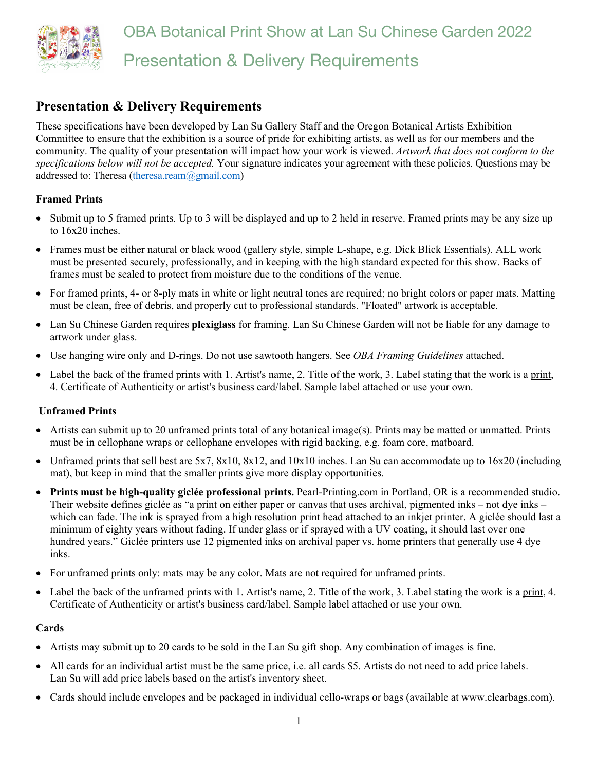# OBA Botanical Print Show at Lan Su Chinese Garden 2022

# Presentation & Delivery Requirements

## Presentation & Delivery Requirements

These specifications have been developed by Lan Su Gallery Staff and the Oregon Botanical Artists Exhibition Committee to ensure that the exhibition is a source of pride for exhibiting artists, as well as for our members and the community. The quality of your presentation will impact how your work is viewed. *Artwork that does not conform to the specifications below will not be accepted.* Your signature indicates your agreement with these policies. Questions may be addressed to: Theresa (theresa.ream@gmail.com)

### Framed Prints

- Submit up to 5 framed prints. Up to 3 will be displayed and up to 2 held in reserve. Framed prints may be any size up to 16x20 inches.
- Frames must be either natural or black wood (gallery style, simple L-shape, e.g. Dick Blick Essentials). ALL work must be presented securely, professionally, and in keeping with the high standard expected for this show. Backs of frames must be sealed to protect from moisture due to the conditions of the venue.
- For framed prints, 4- or 8-ply mats in white or light neutral tones are required; no bright colors or paper mats. Matting must be clean, free of debris, and properly cut to professional standards. "Floated" artwork is acceptable.
- Lan Su Chinese Garden requires **plexiglass** for framing. Lan Su Chinese Garden will not be liable for any damage to artwork under glass.
- Use hanging wire only and D-rings. Do not use sawtooth hangers. See *OBA Framing Guidelines* attached.
- Label the back of the framed prints with 1. Artist's name, 2. Title of the work, 3. Label stating that the work is a print, 4. Certificate of Authenticity or artist's business card/label. Sample label attached or use your own.

### Unframed Prints

- Artists can submit up to 20 unframed prints total of any botanical image(s). Prints may be matted or unmatted. Prints must be in cellophane wraps or cellophane envelopes with rigid backing, e.g. foam core, matboard.
- Unframed prints that sell best are 5x7, 8x10, 8x12, and 10x10 inches. Lan Su can accommodate up to 16x20 (including mat), but keep in mind that the smaller prints give more display opportunities.
- **Prints must be high-quality giclée professional prints.** Pearl-Printing.com in Portland, OR is a recommended studio. Their website defines giclée as "a print on either paper or canvas that uses archival, pigmented inks – not dye inks – which can fade. The ink is sprayed from a high resolution print head attached to an inkjet printer. A giclée should last a minimum of eighty years without fading. If under glass or if sprayed with a UV coating, it should last over one hundred years." Giclée printers use 12 pigmented inks on archival paper vs. home printers that generally use 4 dye inks.
- For unframed prints only: mats may be any color. Mats are not required for unframed prints.
- Label the back of the unframed prints with 1. Artist's name, 2. Title of the work, 3. Label stating the work is a print, 4. Certificate of Authenticity or artist's business card/label. Sample label attached or use your own.

### Cards

- Artists may submit up to 20 cards to be sold in the Lan Su gift shop. Any combination of images is fine.
- All cards for an individual artist must be the same price, i.e. all cards $5. Artists do not need to add price labels. Lan Su will add price labels based on the artist's inventory sheet.
- Cards should include envelopes and be packaged in individual cello-wraps or bags (available at www.clearbags.com).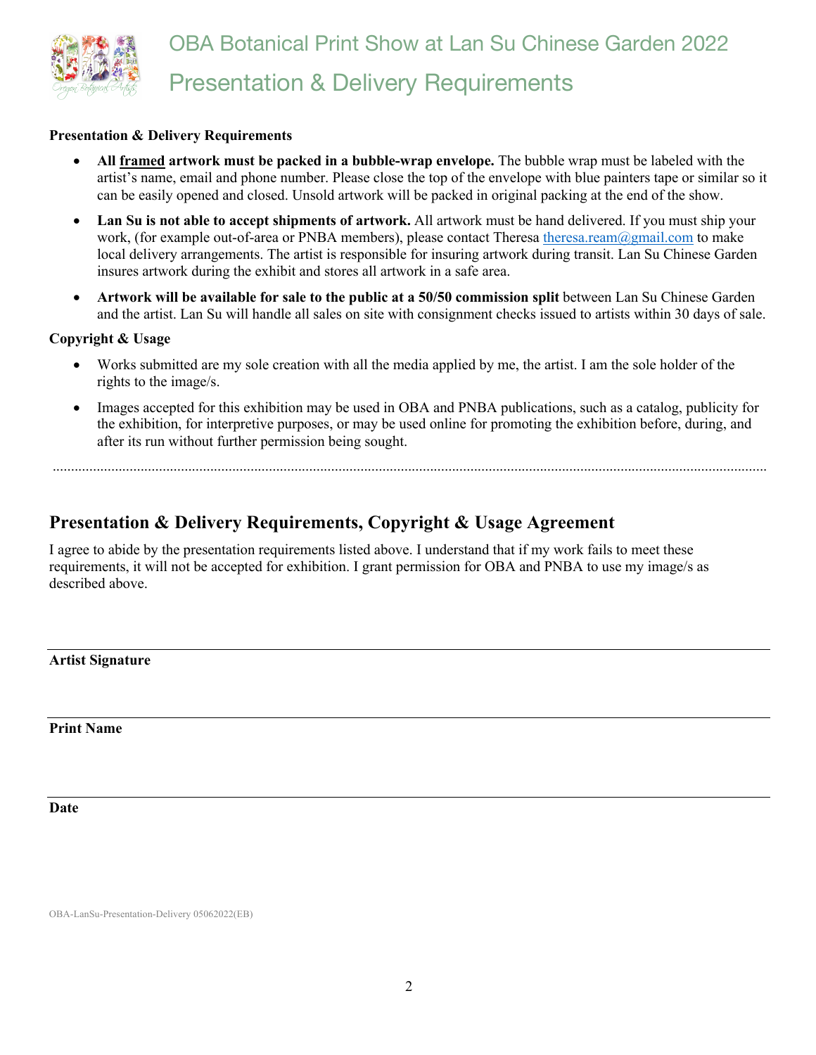# OBA Botanical Print Show at Lan Su Chinese Garden 2022

## Presentation & Delivery Requirements

**Presentation & Delivery Requirements**

- **All framed artwork must be packed in a bubble-wrap envelope.** The bubble wrap must be labeled with the artist's name, email and phone number. Please close the top of the envelope with blue painters tape or similar so it can be easily opened and closed. Unsold artwork will be packed in original packing at the end of the show.
- **Lan Su is not able to accept shipments of artwork.** All artwork must be hand delivered. If you must ship your work, (for example out-of-area or PNBA members), please contact Theresa theresa.ream@gmail.com to make local delivery arrangements. The artist is responsible for insuring artwork during transit. Lan Su Chinese Garden insures artwork during the exhibit and stores all artwork in a safe area.
- **Artwork will be available for sale to the public at a 50/50 commission split** between Lan Su Chinese Garden and the artist. Lan Su will handle all sales on site with consignment checks issued to artists within 30 days of sale.

**Copyright & Usage**

- Works submitted are my sole creation with all the media applied by me, the artist. I am the sole holder of the rights to the image/s.
- Images accepted for this exhibition may be used in OBA and PNBA publications, such as a catalog, publicity for the exhibition, for interpretive purposes, or may be used online for promoting the exhibition before, during, and after its run without further permission being sought.

## Presentation & Delivery Requirements, Copyright & Usage Agreement

I agree to abide by the presentation requirements listed above. I understand that if my work fails to meet these requirements, it will not be accepted for exhibition. I grant permission for OBA and PNBA to use my image/s as described above.

**Artist Signature**

**Print Name**

**Date**

OBA-LanSu-Presentation-Delivery 05062022(EB)